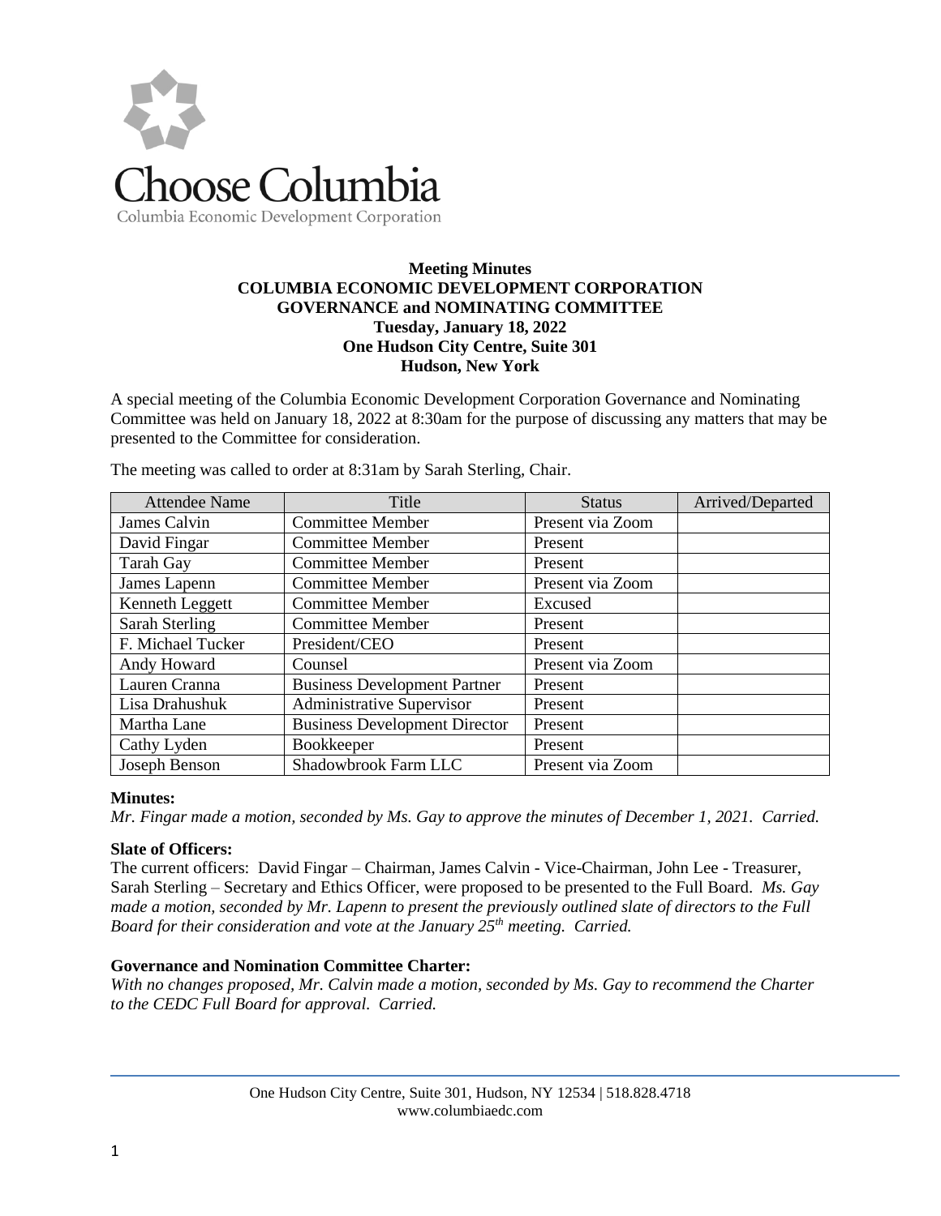Choose Columbia

Columbia Economic Development Corporation

**Meeting Minutes**
**COLUMBIA ECONOMIC DEVELOPMENT CORPORATION**
**GOVERNANCE and NOMINATING COMMITTEE**
**Tuesday, January 18, 2022**
**One Hudson City Centre, Suite 301**
**Hudson, New York**

A special meeting of the Columbia Economic Development Corporation Governance and Nominating Committee was held on January 18, 2022 at 8:30am for the purpose of discussing any matters that may be presented to the Committee for consideration.

The meeting was called to order at 8:31am by Sarah Sterling, Chair.

| Attendee Name | Title | Status | Arrived/Departed |
|---|---|---|---|
| James Calvin | Committee Member | Present via Zoom | |
| David Fingar | Committee Member | Present | |
| Tarah Gay | Committee Member | Present | |
| James Lapenn | Committee Member | Present via Zoom | |
| Kenneth Leggett | Committee Member | Excused | |
| Sarah Sterling | Committee Member | Present | |
| F. Michael Tucker | President/CEO | Present | |
| Andy Howard | Counsel | Present via Zoom | |
| Lauren Cranna | Business Development Partner | Present | |
| Lisa Drahushuk | Administrative Supervisor | Present | |
| Martha Lane | Business Development Director | Present | |
| Cathy Lyden | Bookkeeper | Present | |
| Joseph Benson | Shadowbrook Farm LLC | Present via Zoom | |

**Minutes:**

*Mr. Fingar made a motion, seconded by Ms. Gay to approve the minutes of December 1, 2021. Carried.*

**Slate of Officers:**

The current officers: David Fingar – Chairman, James Calvin - Vice-Chairman, John Lee - Treasurer, Sarah Sterling – Secretary and Ethics Officer, were proposed to be presented to the Full Board. *Ms. Gay made a motion, seconded by Mr. Lapenn to present the previously outlined slate of directors to the Full Board for their consideration and vote at the January 25th meeting. Carried.*

**Governance and Nomination Committee Charter:**

*With no changes proposed, Mr. Calvin made a motion, seconded by Ms. Gay to recommend the Charter to the CEDC Full Board for approval. Carried.*

One Hudson City Centre, Suite 301, Hudson, NY 12534 | 518.828.4718
www.columbiaedc.com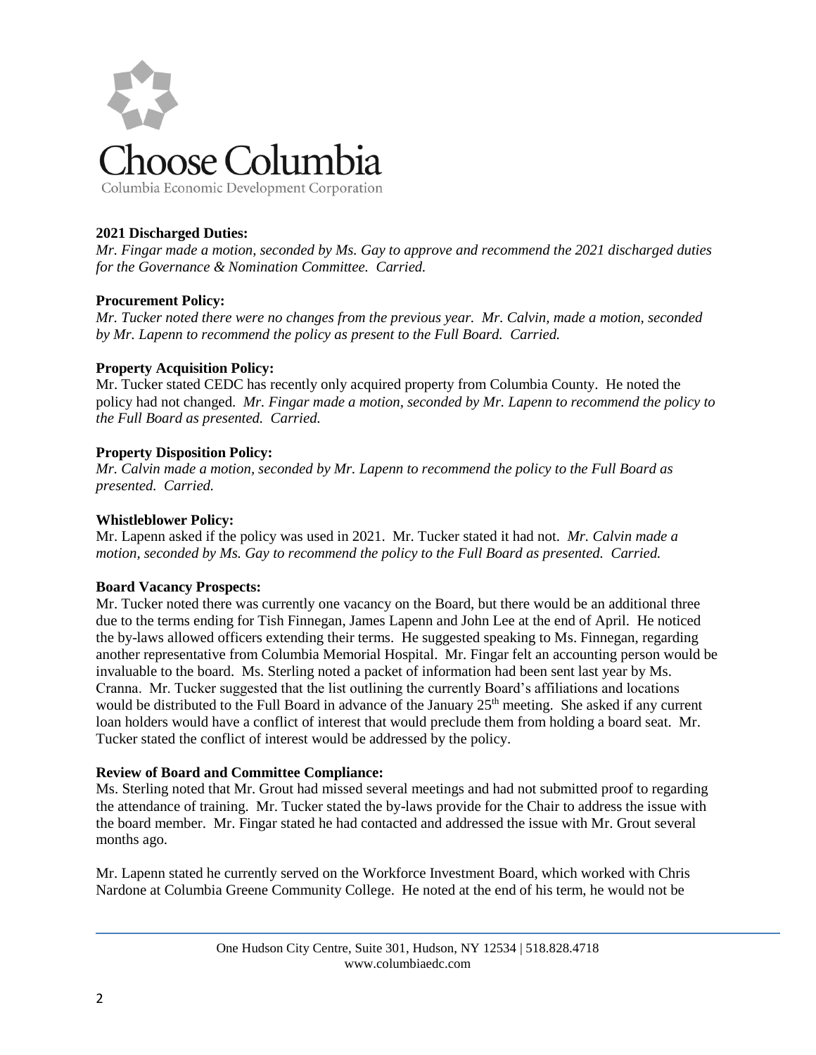**2021 Discharged Duties:**

*Mr. Fingar made a motion, seconded by Ms. Gay to approve and recommend the 2021 discharged duties for the Governance & Nomination Committee. Carried.*

**Procurement Policy:**

*Mr. Tucker noted there were no changes from the previous year. Mr. Calvin, made a motion, seconded by Mr. Lapenn to recommend the policy as present to the Full Board. Carried.*

**Property Acquisition Policy:**

Mr. Tucker stated CEDC has recently only acquired property from Columbia County. He noted the policy had not changed. *Mr. Fingar made a motion, seconded by Mr. Lapenn to recommend the policy to the Full Board as presented. Carried.*

**Property Disposition Policy:**

*Mr. Calvin made a motion, seconded by Mr. Lapenn to recommend the policy to the Full Board as presented. Carried.*

**Whistleblower Policy:**

Mr. Lapenn asked if the policy was used in 2021. Mr. Tucker stated it had not. *Mr. Calvin made a motion, seconded by Ms. Gay to recommend the policy to the Full Board as presented. Carried.*

**Board Vacancy Prospects:**

Mr. Tucker noted there was currently one vacancy on the Board, but there would be an additional three due to the terms ending for Tish Finnegan, James Lapenn and John Lee at the end of April. He noticed the by-laws allowed officers extending their terms. He suggested speaking to Ms. Finnegan, regarding another representative from Columbia Memorial Hospital. Mr. Fingar felt an accounting person would be invaluable to the board. Ms. Sterling noted a packet of information had been sent last year by Ms. Cranna. Mr. Tucker suggested that the list outlining the currently Board's affiliations and locations would be distributed to the Full Board in advance of the January 25th meeting. She asked if any current loan holders would have a conflict of interest that would preclude them from holding a board seat. Mr. Tucker stated the conflict of interest would be addressed by the policy.

**Review of Board and Committee Compliance:**

Ms. Sterling noted that Mr. Grout had missed several meetings and had not submitted proof to regarding the attendance of training. Mr. Tucker stated the by-laws provide for the Chair to address the issue with the board member. Mr. Fingar stated he had contacted and addressed the issue with Mr. Grout several months ago.

Mr. Lapenn stated he currently served on the Workforce Investment Board, which worked with Chris Nardone at Columbia Greene Community College. He noted at the end of his term, he would not be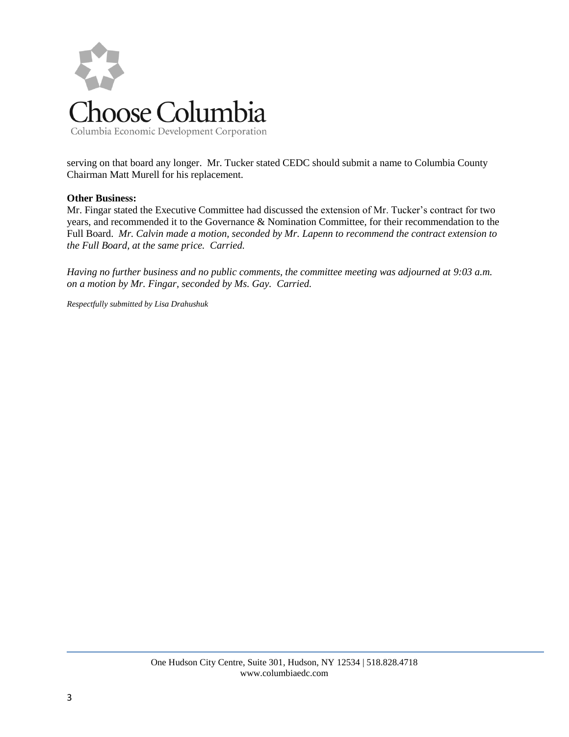serving on that board any longer. Mr. Tucker stated CEDC should submit a name to Columbia County Chairman Matt Murell for his replacement.

**Other Business:**

Mr. Fingar stated the Executive Committee had discussed the extension of Mr. Tucker's contract for two years, and recommended it to the Governance & Nomination Committee, for their recommendation to the Full Board. *Mr. Calvin made a motion, seconded by Mr. Lapenn to recommend the contract extension to the Full Board, at the same price. Carried.*

*Having no further business and no public comments, the committee meeting was adjourned at 9:03 a.m. on a motion by Mr. Fingar, seconded by Ms. Gay. Carried.*

*Respectfully submitted by Lisa Drahushuk*